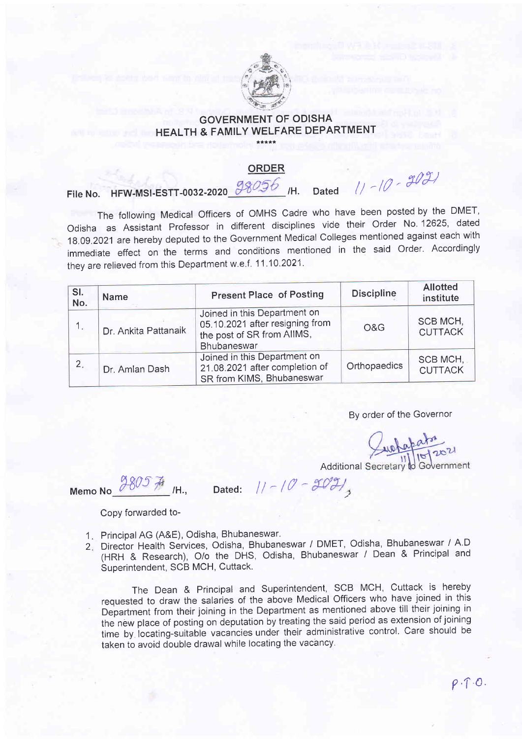# GOVERNMENT OF ODISHA
## HEALTH & FAMILY WELFARE DEPARTMENT

\*\*\*\*\*

## ORDER

File No. HFW-MSI-ESTT-0032-2020 28056 /H. Dated 11-10-2021

The following Medical Officers of OMHS Cadre who have been posted by the DMET, Odisha as Assistant Professor in different disciplines vide their Order No. 12625, dated 18.09.2021 are hereby deputed to the Government Medical Colleges mentioned against each with immediate effect on the terms and conditions mentioned in the said Order. Accordingly they are relieved from this Department w.e.f. 11.10.2021.

| Sl. No. | Name | Present Place of Posting | Discipline | Allotted institute |
|---|---|---|---|---|
| 1. | Dr. Ankita Pattanaik | Joined in this Department on 05.10.2021 after resigning from the post of SR from AIIMS, Bhubaneswar | O&G | SCB MCH, CUTTACK |
| 2. | Dr. Amlan Dash | Joined in this Department on 21.08.2021 after completion of SR from KIMS, Bhubaneswar | Orthopaedics | SCB MCH, CUTTACK |

By order of the Governor

11/10/2021

Additional Secretary to Government

Memo No 28057 /H., Dated: 11-10-2021

Copy forwarded to-

1. Principal AG (A&E), Odisha, Bhubaneswar.
2. Director Health Services, Odisha, Bhubaneswar / DMET, Odisha, Bhubaneswar / A.D (HRH & Research), O/o the DHS, Odisha, Bhubaneswar / Dean & Principal and Superintendent, SCB MCH, Cuttack.

The Dean & Principal and Superintendent, SCB MCH, Cuttack is hereby requested to draw the salaries of the above Medical Officers who have joined in this Department from their joining in the Department as mentioned above till their joining in the new place of posting on deputation by treating the said period as extension of joining time by locating suitable vacancies under their administrative control. Care should be taken to avoid double drawal while locating the vacancy.

P.T.O.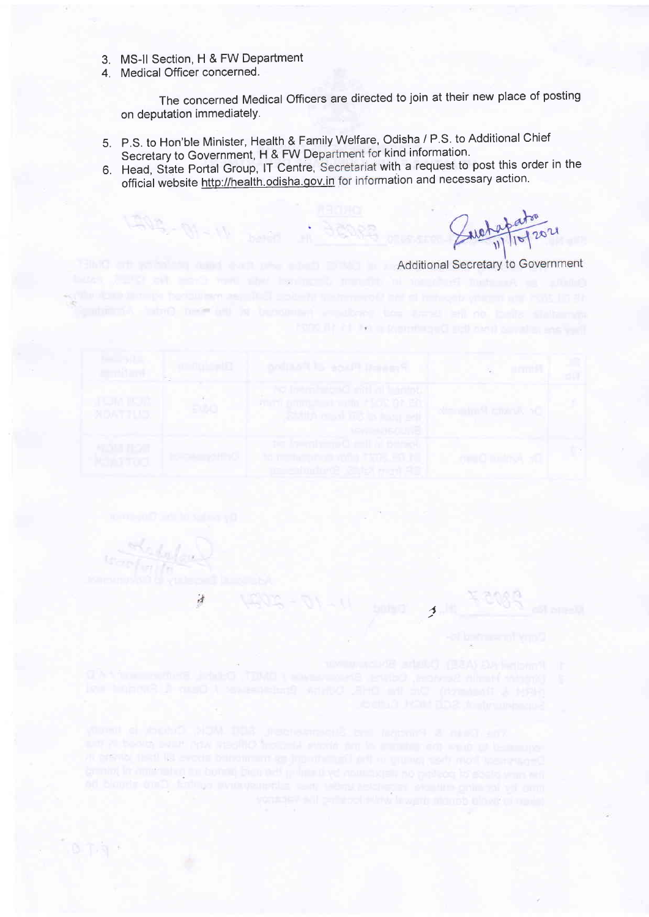3. MS-II Section, H & FW Department
4. Medical Officer concerned.

The concerned Medical Officers are directed to join at their new place of posting on deputation immediately.

5. P.S. to Hon'ble Minister, Health & Family Welfare, Odisha / P.S. to Additional Chief Secretary to Government, H & FW Department for kind information.
6. Head, State Portal Group, IT Centre, Secretariat with a request to post this order in the official website http://health.odisha.gov.in for information and necessary action.

11/10/2021

Additional Secretary to Government